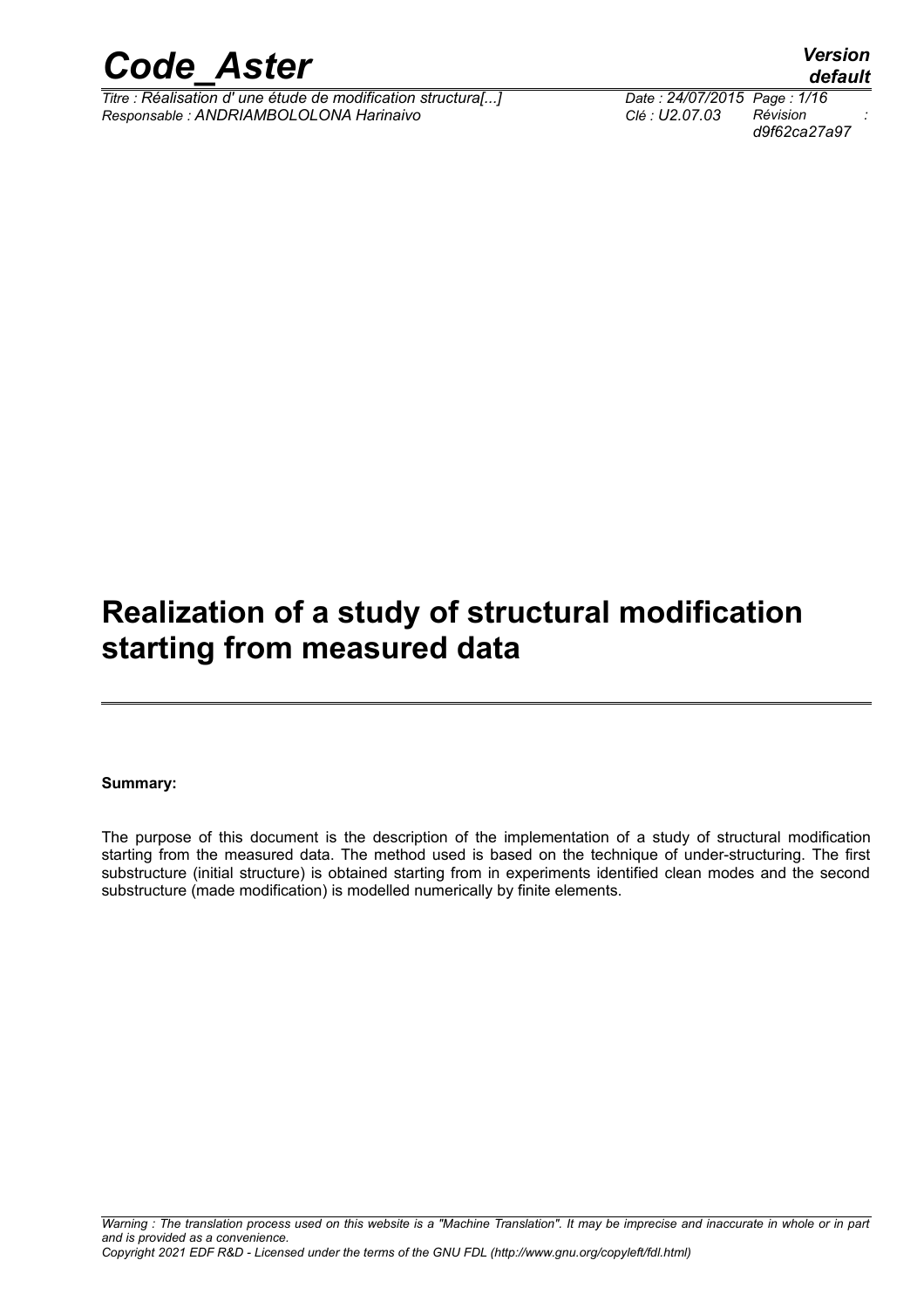# Realization of a study of structural modification starting from measured data

**Summary:**

The purpose of this document is the description of the implementation of a study of structural modification starting from the measured data. The method used is based on the technique of under-structuring. The first substructure (initial structure) is obtained starting from in experiments identified clean modes and the second substructure (made modification) is modelled numerically by finite elements.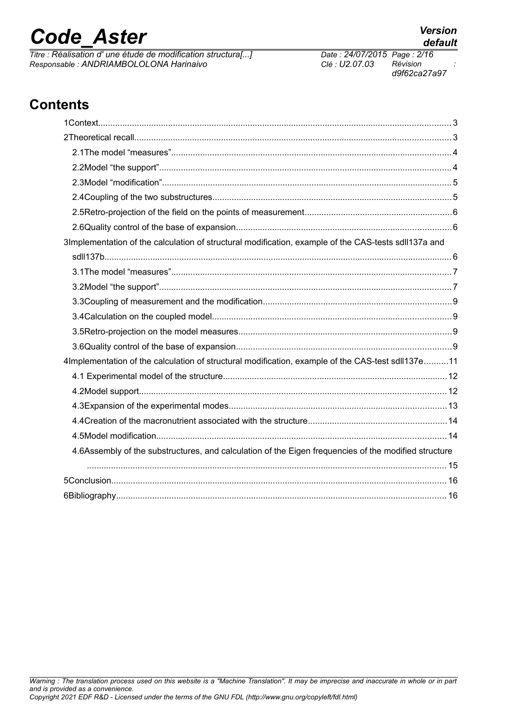## Contents

1Context.......................................................................................................................................... 3

2Theoretical recall............................................................................................................................ 3

2.1The model “measures”.............................................................................................................. 4

2.2Model “the support”................................................................................................................... 4

2.3Model “modification”................................................................................................................. 5

2.4Coupling of the two substructures............................................................................................ 5

2.5Retro-projection of the field on the points of measurement....................................................... 6

2.6Quality control of the base of expansion.................................................................................. 6

3Implementation of the calculation of structural modification, example of the CAS-tests sdll137a and sdll137b....................................................................................................................................... 6

3.1The model “measures”.............................................................................................................. 7

3.2Model “the support”................................................................................................................... 7

3.3Coupling of measurement and the modification....................................................................... 9

3.4Calculation on the coupled model............................................................................................. 9

3.5Retro-projection on the model measures.................................................................................. 9

3.6Quality control of the base of expansion.................................................................................. 9

4Implementation of the calculation of structural modification, example of the CAS-test sdll137e..........11

4.1 Experimental model of the structure....................................................................................... 12

4.2Model support.......................................................................................................................... 12

4.3Expansion of the experimental modes.................................................................................... 13

4.4Creation of the macronutrient associated with the structure.................................................... 14

4.5Model modification................................................................................................................... 14

4.6Assembly of the substructures, and calculation of the Eigen frequencies of the modified structure .................................................................................................................................................. 15

5Conclusion...................................................................................................................................... 16

6Bibliography.................................................................................................................................... 16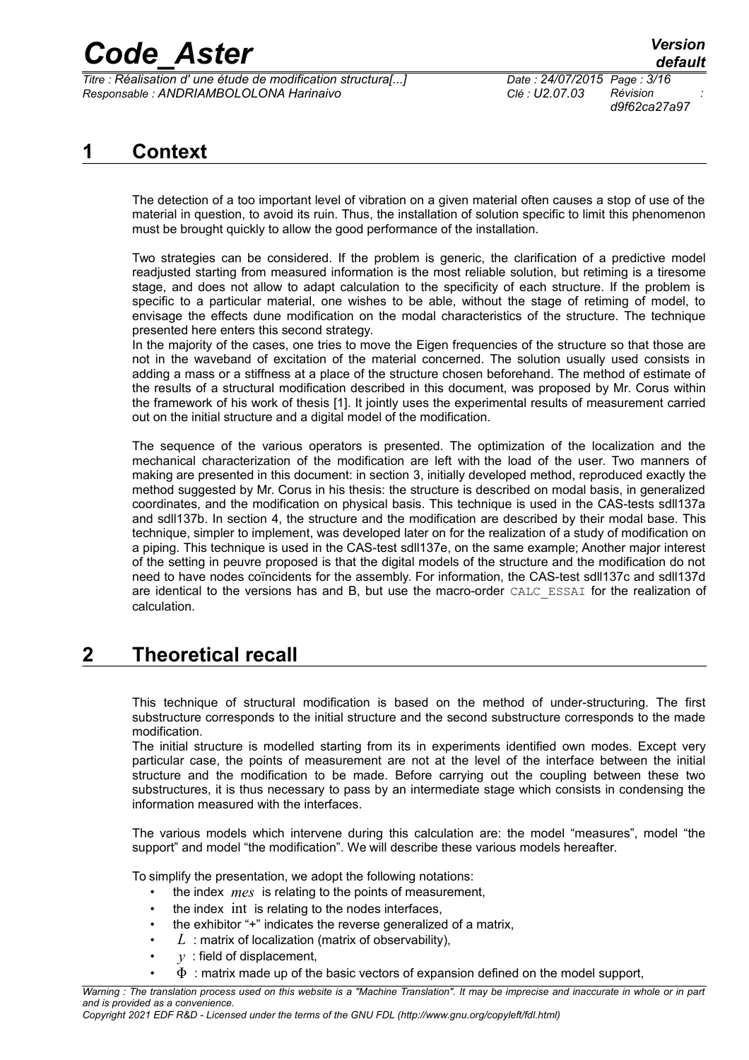# 1 Context

The detection of a too important level of vibration on a given material often causes a stop of use of the material in question, to avoid its ruin. Thus, the installation of solution specific to limit this phenomenon must be brought quickly to allow the good performance of the installation.

Two strategies can be considered. If the problem is generic, the clarification of a predictive model readjusted starting from measured information is the most reliable solution, but retiming is a tiresome stage, and does not allow to adapt calculation to the specificity of each structure. If the problem is specific to a particular material, one wishes to be able, without the stage of retiming of model, to envisage the effects dune modification on the modal characteristics of the structure. The technique presented here enters this second strategy.
In the majority of the cases, one tries to move the Eigen frequencies of the structure so that those are not in the waveband of excitation of the material concerned. The solution usually used consists in adding a mass or a stiffness at a place of the structure chosen beforehand. The method of estimate of the results of a structural modification described in this document, was proposed by Mr. Corus within the framework of his work of thesis [1]. It jointly uses the experimental results of measurement carried out on the initial structure and a digital model of the modification.

The sequence of the various operators is presented. The optimization of the localization and the mechanical characterization of the modification are left with the load of the user. Two manners of making are presented in this document: in section 3, initially developed method, reproduced exactly the method suggested by Mr. Corus in his thesis: the structure is described on modal basis, in generalized coordinates, and the modification on physical basis. This technique is used in the CAS-tests sdll137a and sdll137b. In section 4, the structure and the modification are described by their modal base. This technique, simpler to implement, was developed later on for the realization of a study of modification on a piping. This technique is used in the CAS-test sdll137e, on the same example; Another major interest of the setting in peuvre proposed is that the digital models of the structure and the modification do not need to have nodes coïncidents for the assembly. For information, the CAS-test sdll137c and sdll137d are identical to the versions has and B, but use the macro-order `CALC_ESSAI` for the realization of calculation.

# 2 Theoretical recall

This technique of structural modification is based on the method of under-structuring. The first substructure corresponds to the initial structure and the second substructure corresponds to the made modification.
The initial structure is modelled starting from its in experiments identified own modes. Except very particular case, the points of measurement are not at the level of the interface between the initial structure and the modification to be made. Before carrying out the coupling between these two substructures, it is thus necessary to pass by an intermediate stage which consists in condensing the information measured with the interfaces.

The various models which intervene during this calculation are: the model "measures", model "the support" and model "the modification". We will describe these various models hereafter.

To simplify the presentation, we adopt the following notations:

- the index $mes$ is relating to the points of measurement,
- the index $\text{int}$ is relating to the nodes interfaces,
- the exhibitor "+" indicates the reverse generalized of a matrix,
- $L$ : matrix of localization (matrix of observability),
- $y$ : field of displacement,
- $\Phi$ : matrix made up of the basic vectors of expansion defined on the model support,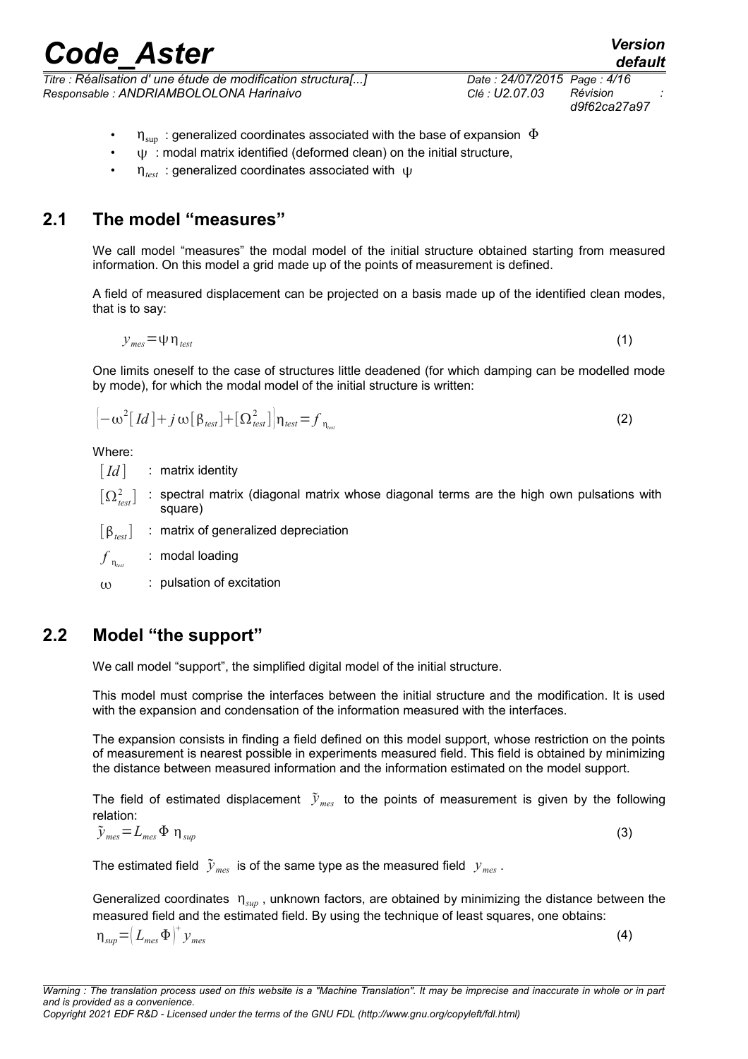- $\eta_{\sup}$ : generalized coordinates associated with the base of expansion $\Phi$
- $\psi$ : modal matrix identified (deformed clean) on the initial structure,
- $\eta_{test}$ : generalized coordinates associated with $\psi$

## 2.1 The model "measures"

We call model "measures" the modal model of the initial structure obtained starting from measured information. On this model a grid made up of the points of measurement is defined.

A field of measured displacement can be projected on a basis made up of the identified clean modes, that is to say:

$$y_{mes}=\psi\,\eta_{test} \tag{1}$$

One limits oneself to the case of structures little deadened (for which damping can be modelled mode by mode), for which the modal model of the initial structure is written:

$$\left[-\omega^2[Id]+j\,\omega[\beta_{test}]+[\Omega_{test}^2]\right]\eta_{test}=f_{\eta_{test}} \tag{2}$$

Where:

- $[Id]$ : matrix identity
- $[\Omega_{test}^2]$ : spectral matrix (diagonal matrix whose diagonal terms are the high own pulsations with square)
- $[\beta_{test}]$ : matrix of generalized depreciation
- $f_{\eta_{test}}$ : modal loading
- $\omega$ : pulsation of excitation

## 2.2 Model "the support"

We call model "support", the simplified digital model of the initial structure.

This model must comprise the interfaces between the initial structure and the modification. It is used with the expansion and condensation of the information measured with the interfaces.

The expansion consists in finding a field defined on this model support, whose restriction on the points of measurement is nearest possible in experiments measured field. This field is obtained by minimizing the distance between measured information and the information estimated on the model support.

The field of estimated displacement $\tilde{y}_{mes}$ to the points of measurement is given by the following relation:

$$\tilde{y}_{mes}=L_{mes}\,\Phi\,\eta_{sup} \tag{3}$$

The estimated field $\tilde{y}_{mes}$ is of the same type as the measured field $y_{mes}$.

Generalized coordinates $\eta_{sup}$, unknown factors, are obtained by minimizing the distance between the measured field and the estimated field. By using the technique of least squares, one obtains:

$$\eta_{sup}=\left(L_{mes}\,\Phi\right)^{+}y_{mes} \tag{4}$$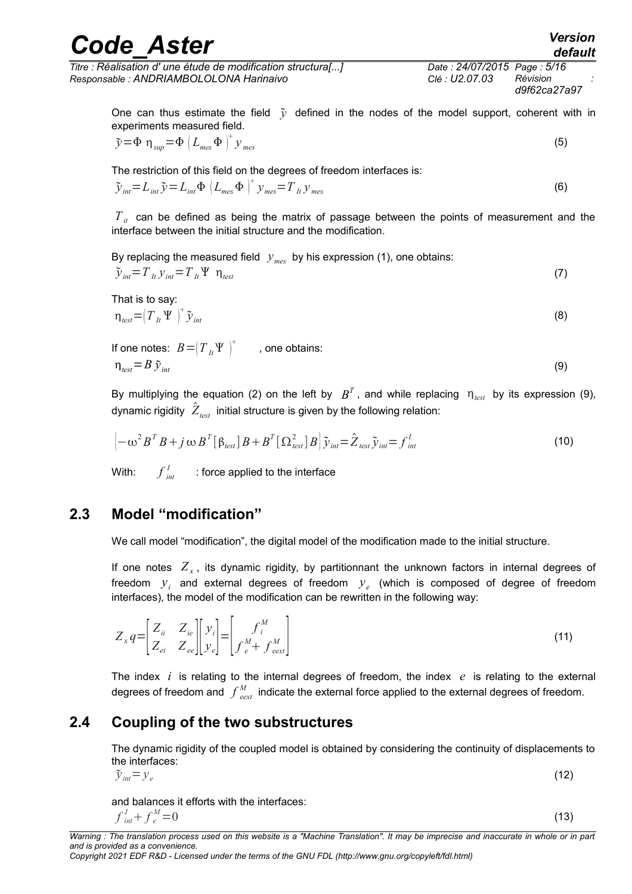One can thus estimate the field $\tilde{y}$ defined in the nodes of the model support, coherent with in experiments measured field.

$$\tilde{y}=\Phi\ \eta_{sup}=\Phi\left(L_{mes}\Phi\right)^{+}y_{mes} \tag{5}$$

The restriction of this field on the degrees of freedom interfaces is:

$$\tilde{y}_{int}=L_{int}\tilde{y}=L_{int}\Phi\left(L_{mes}\Phi\right)^{+}y_{mes}=T_{It}\,y_{mes} \tag{6}$$

$T_{it}$ can be defined as being the matrix of passage between the points of measurement and the interface between the initial structure and the modification.

By replacing the measured field $y_{mes}$ by his expression (1), one obtains:

$$\tilde{y}_{int}=T_{It}\,y_{int}=T_{It}\Psi\ \eta_{test} \tag{7}$$

That is to say:

$$\eta_{test}=\left(T_{It}\Psi\right)^{+}\tilde{y}_{int} \tag{8}$$

If one notes: $B=\left(T_{It}\Psi\right)^{+}$ , one obtains:

$$\eta_{test}=B\,\tilde{y}_{int} \tag{9}$$

By multiplying the equation (2) on the left by $B^{T}$, and while replacing $\eta_{test}$ by its expression (9), dynamic rigidity $\hat{Z}_{test}$ initial structure is given by the following relation:

$$\left(-\omega^{2}B^{T}B+j\,\omega\,B^{T}[\beta_{test}]B+B^{T}[\Omega_{test}^{2}]B\right)\tilde{y}_{int}=\hat{Z}_{test}\tilde{y}_{int}=f_{int}^{I} \tag{10}$$

With: $f_{int}^{I}$ : force applied to the interface

## 2.3 Model "modification"

We call model "modification", the digital model of the modification made to the initial structure.

If one notes $Z_{x}$, its dynamic rigidity, by partitionnant the unknown factors in internal degrees of freedom $y_{i}$ and external degrees of freedom $y_{e}$ (which is composed of degree of freedom interfaces), the model of the modification can be rewritten in the following way:

$$Z_{x}q=\begin{bmatrix}Z_{ii} & Z_{ie}\\ Z_{ei} & Z_{ee}\end{bmatrix}\begin{bmatrix}y_{i}\\ y_{e}\end{bmatrix}=\begin{bmatrix}f_{i}^{M}\\ f_{e}^{M}+f_{eext}^{M}\end{bmatrix} \tag{11}$$

The index $i$ is relating to the internal degrees of freedom, the index $e$ is relating to the external degrees of freedom and $f_{eext}^{M}$ indicate the external force applied to the external degrees of freedom.

## 2.4 Coupling of the two substructures

The dynamic rigidity of the coupled model is obtained by considering the continuity of displacements to the interfaces:

$$\tilde{y}_{int}=y_{e} \tag{12}$$

and balances it efforts with the interfaces:

$$f_{int}^{I}+f_{e}^{M}=0 \tag{13}$$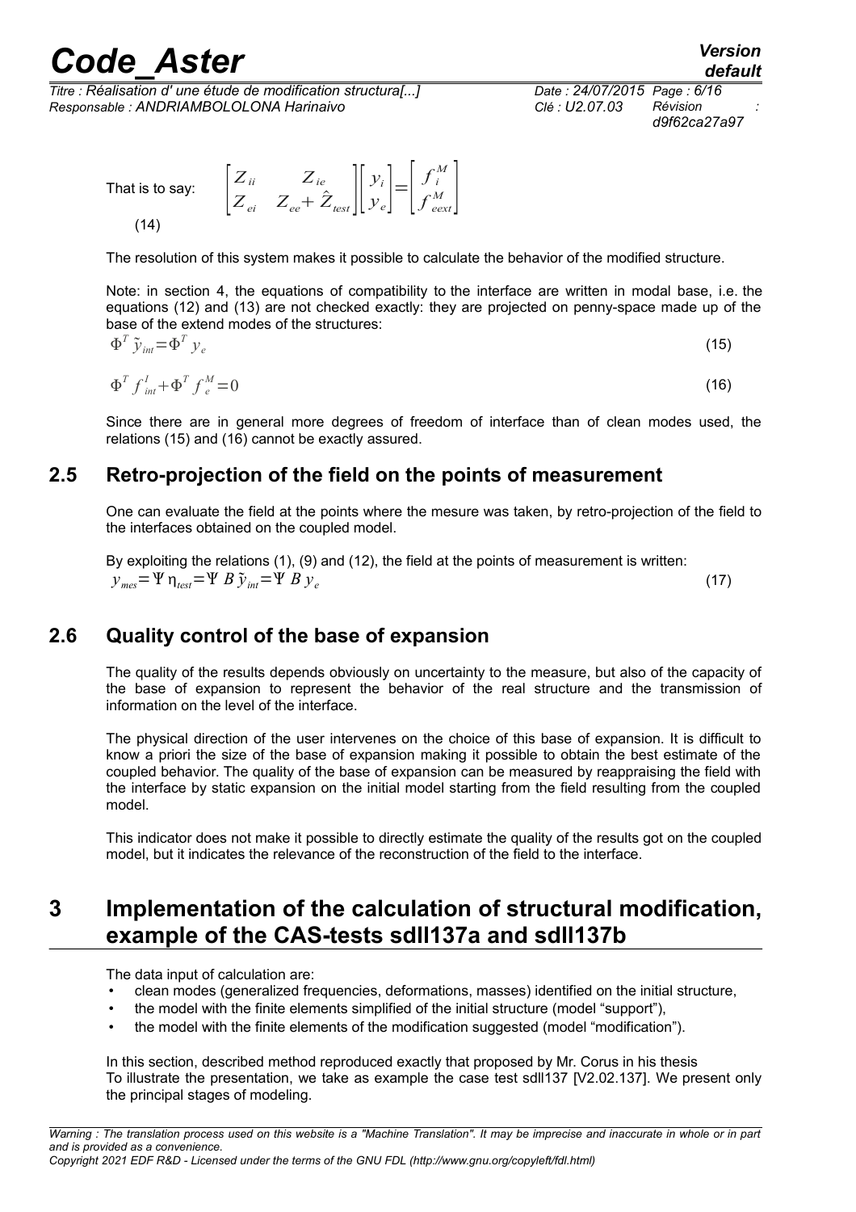That is to say:

$$\begin{bmatrix} Z_{ii} & Z_{ie} \\ Z_{ei} & Z_{ee}+\hat{Z}_{test} \end{bmatrix} \begin{bmatrix} y_i \\ y_e \end{bmatrix} = \begin{bmatrix} f_i^M \\ f_{eext}^M \end{bmatrix} \tag{14}$$

The resolution of this system makes it possible to calculate the behavior of the modified structure.

Note: in section 4, the equations of compatibility to the interface are written in modal base, i.e. the equations (12) and (13) are not checked exactly: they are projected on penny-space made up of the base of the extend modes of the structures:

$$\Phi^T \tilde{y}_{int} = \Phi^T y_e \tag{15}$$

$$\Phi^T f_{int}^I + \Phi^T f_e^M = 0 \tag{16}$$

Since there are in general more degrees of freedom of interface than of clean modes used, the relations (15) and (16) cannot be exactly assured.

## 2.5 Retro-projection of the field on the points of measurement

One can evaluate the field at the points where the mesure was taken, by retro-projection of the field to the interfaces obtained on the coupled model.

By exploiting the relations (1), (9) and (12), the field at the points of measurement is written:

$$y_{mes} = \Psi \eta_{test} = \Psi B \tilde{y}_{int} = \Psi B y_e \tag{17}$$

## 2.6 Quality control of the base of expansion

The quality of the results depends obviously on uncertainty to the measure, but also of the capacity of the base of expansion to represent the behavior of the real structure and the transmission of information on the level of the interface.

The physical direction of the user intervenes on the choice of this base of expansion. It is difficult to know a priori the size of the base of expansion making it possible to obtain the best estimate of the coupled behavior. The quality of the base of expansion can be measured by reappraising the field with the interface by static expansion on the initial model starting from the field resulting from the coupled model.

This indicator does not make it possible to directly estimate the quality of the results got on the coupled model, but it indicates the relevance of the reconstruction of the field to the interface.

# 3 Implementation of the calculation of structural modification, example of the CAS-tests sdll137a and sdll137b

The data input of calculation are:

- clean modes (generalized frequencies, deformations, masses) identified on the initial structure,
- the model with the finite elements simplified of the initial structure (model "support"),
- the model with the finite elements of the modification suggested (model "modification").

In this section, described method reproduced exactly that proposed by Mr. Corus in his thesis
To illustrate the presentation, we take as example the case test sdll137 [V2.02.137]. We present only the principal stages of modeling.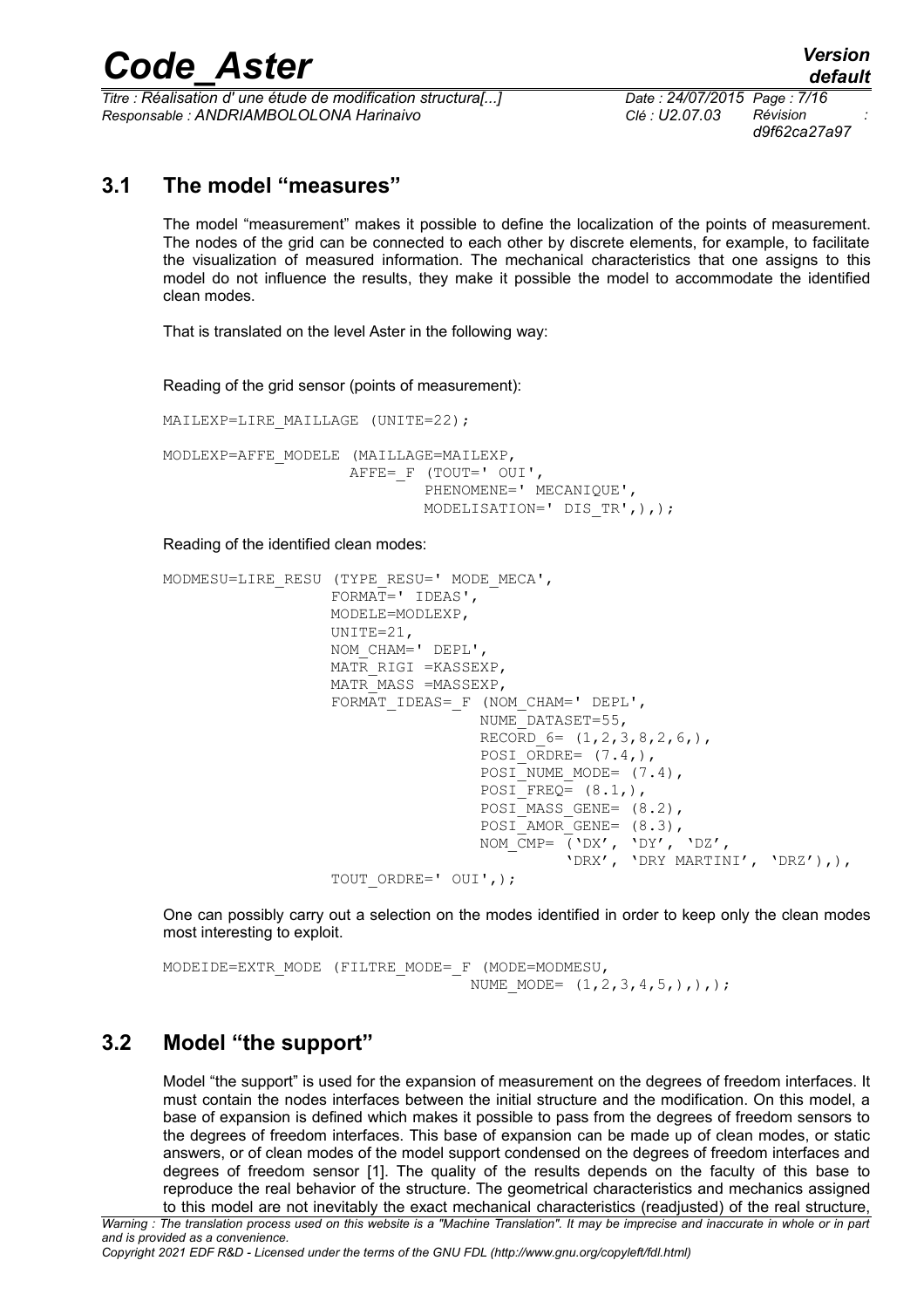## 3.1 The model "measures"

The model "measurement" makes it possible to define the localization of the points of measurement. The nodes of the grid can be connected to each other by discrete elements, for example, to facilitate the visualization of measured information. The mechanical characteristics that one assigns to this model do not influence the results, they make it possible the model to accommodate the identified clean modes.

That is translated on the level Aster in the following way:

Reading of the grid sensor (points of measurement):

```
MAILEXP=LIRE_MAILLAGE (UNITE=22);

MODLEXP=AFFE_MODELE (MAILLAGE=MAILEXP,
                    AFFE=_F (TOUT=' OUI',
                            PHENOMENE=' MECANIQUE',
                            MODELISATION=' DIS_TR',),);
```

Reading of the identified clean modes:

```
MODMESU=LIRE_RESU (TYPE_RESU=' MODE_MECA',
                  FORMAT=' IDEAS',
                  MODELE=MODLEXP,
                  UNITE=21,
                  NOM_CHAM=' DEPL',
                  MATR_RIGI =KASSEXP,
                  MATR_MASS =MASSEXP,
                  FORMAT_IDEAS=_F (NOM_CHAM=' DEPL',
                                  NUME_DATASET=55,
                                  RECORD_6= (1,2,3,8,2,6,),
                                  POSI_ORDRE= (7.4,),
                                  POSI_NUME_MODE= (7.4),
                                  POSI_FREQ= (8.1,),
                                  POSI_MASS_GENE= (8.2),
                                  POSI_AMOR_GENE= (8.3),
                                  NOM_CMP= ('DX', 'DY', 'DZ',
                                           'DRX', 'DRY MARTINI', 'DRZ'),),
                  TOUT_ORDRE=' OUI',);
```

One can possibly carry out a selection on the modes identified in order to keep only the clean modes most interesting to exploit.

```
MODEIDE=EXTR_MODE (FILTRE_MODE=_F (MODE=MODMESU,
                                  NUME_MODE= (1,2,3,4,5,),),);
```

## 3.2 Model "the support"

Model "the support" is used for the expansion of measurement on the degrees of freedom interfaces. It must contain the nodes interfaces between the initial structure and the modification. On this model, a base of expansion is defined which makes it possible to pass from the degrees of freedom sensors to the degrees of freedom interfaces. This base of expansion can be made up of clean modes, or static answers, or of clean modes of the model support condensed on the degrees of freedom interfaces and degrees of freedom sensor [1]. The quality of the results depends on the faculty of this base to reproduce the real behavior of the structure. The geometrical characteristics and mechanics assigned to this model are not inevitably the exact mechanical characteristics (readjusted) of the real structure,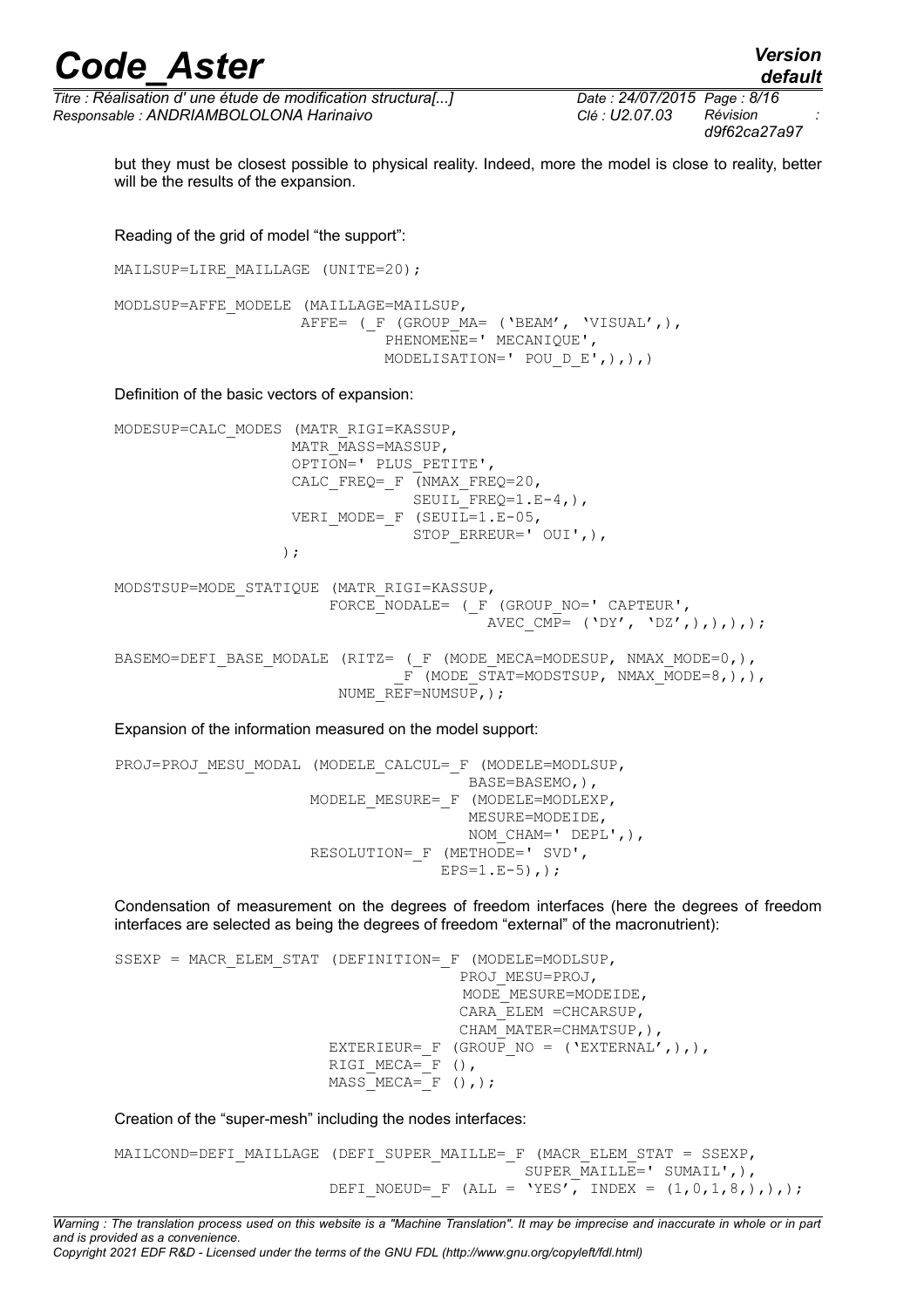but they must be closest possible to physical reality. Indeed, more the model is close to reality, better will be the results of the expansion.

Reading of the grid of model "the support":

```
MAILSUP=LIRE_MAILLAGE (UNITE=20);

MODLSUP=AFFE_MODELE (MAILLAGE=MAILSUP,
                     AFFE= (_F (GROUP_MA= ('BEAM', 'VISUAL',),
                               PHENOMENE=' MECANIQUE',
                               MODELISATION=' POU_D_E',),),)
```

Definition of the basic vectors of expansion:

```
MODESUP=CALC_MODES (MATR_RIGI=KASSUP,
                    MATR_MASS=MASSUP,
                    OPTION=' PLUS_PETITE',
                    CALC_FREQ=_F (NMAX_FREQ=20,
                                  SEUIL_FREQ=1.E-4,),
                    VERI_MODE=_F (SEUIL=1.E-05,
                                  STOP_ERREUR=' OUI',),
                   );

MODSTSUP=MODE_STATIQUE (MATR_RIGI=KASSUP,
                        FORCE_NODALE= (_F (GROUP_NO=' CAPTEUR',
                                           AVEC_CMP= ('DY', 'DZ',),),),);

BASEMO=DEFI_BASE_MODALE (RITZ= (_F (MODE_MECA=MODESUP, NMAX_MODE=0,),
                               _F (MODE_STAT=MODSTSUP, NMAX_MODE=8,),),
                         NUME_REF=NUMSUP,);
```

Expansion of the information measured on the model support:

```
PROJ=PROJ_MESU_MODAL (MODELE_CALCUL=_F (MODELE=MODLSUP,
                                        BASE=BASEMO,),
                      MODELE_MESURE=_F (MODELE=MODLEXP,
                                        MESURE=MODEIDE,
                                        NOM_CHAM=' DEPL',),
                      RESOLUTION=_F (METHODE=' SVD',
                                     EPS=1.E-5),);
```

Condensation of measurement on the degrees of freedom interfaces (here the degrees of freedom interfaces are selected as being the degrees of freedom "external" of the macronutrient):

```
SSEXP = MACR_ELEM_STAT (DEFINITION=_F (MODELE=MODLSUP,
                                       PROJ_MESU=PROJ,
                                       MODE_MESURE=MODEIDE,
                                       CARA_ELEM =CHCARSUP,
                                       CHAM_MATER=CHMATSUP,),
                        EXTERIEUR=_F (GROUP_NO = ('EXTERNAL',),),
                        RIGI_MECA=_F (),
                        MASS_MECA=_F (),);
```

Creation of the "super-mesh" including the nodes interfaces:

```
MAILCOND=DEFI_MAILLAGE (DEFI_SUPER_MAILLE=_F (MACR_ELEM_STAT = SSEXP,
                                              SUPER_MAILLE=' SUMAIL',),
                        DEFI_NOEUD=_F (ALL = 'YES', INDEX = (1,0,1,8,),),);
```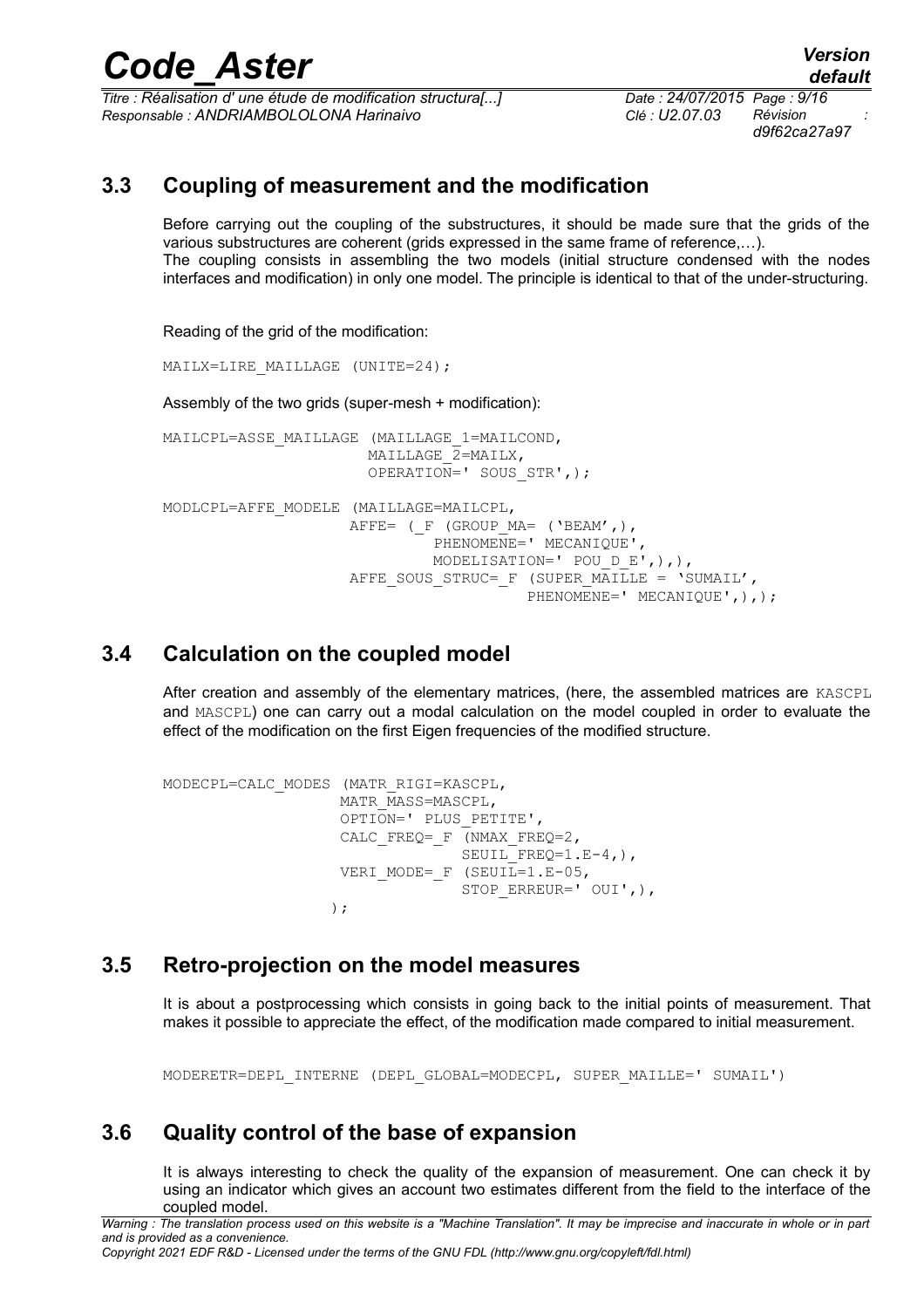## 3.3 Coupling of measurement and the modification

Before carrying out the coupling of the substructures, it should be made sure that the grids of the various substructures are coherent (grids expressed in the same frame of reference,…).
The coupling consists in assembling the two models (initial structure condensed with the nodes interfaces and modification) in only one model. The principle is identical to that of the under-structuring.

Reading of the grid of the modification:

```
MAILX=LIRE_MAILLAGE (UNITE=24);
```

Assembly of the two grids (super-mesh + modification):

```
MAILCPL=ASSE_MAILLAGE (MAILLAGE_1=MAILCOND,
                       MAILLAGE_2=MAILX,
                       OPERATION=' SOUS_STR',);

MODLCPL=AFFE_MODELE (MAILLAGE=MAILCPL,
                     AFFE= (_F (GROUP_MA= ('BEAM',),
                             PHENOMENE=' MECANIQUE',
                             MODELISATION=' POU_D_E',),),
                     AFFE_SOUS_STRUC=_F (SUPER_MAILLE = 'SUMAIL',
                                         PHENOMENE=' MECANIQUE',),);
```

## 3.4 Calculation on the coupled model

After creation and assembly of the elementary matrices, (here, the assembled matrices are KASCPL and MASCPL) one can carry out a modal calculation on the model coupled in order to evaluate the effect of the modification on the first Eigen frequencies of the modified structure.

```
MODECPL=CALC_MODES (MATR_RIGI=KASCPL,
                    MATR_MASS=MASCPL,
                    OPTION=' PLUS_PETITE',
                    CALC_FREQ=_F (NMAX_FREQ=2,
                                  SEUIL_FREQ=1.E-4,),
                    VERI_MODE=_F (SEUIL=1.E-05,
                                  STOP_ERREUR=' OUI',),
                   );
```

## 3.5 Retro-projection on the model measures

It is about a postprocessing which consists in going back to the initial points of measurement. That makes it possible to appreciate the effect, of the modification made compared to initial measurement.

```
MODERETR=DEPL_INTERNE (DEPL_GLOBAL=MODECPL, SUPER_MAILLE=' SUMAIL')
```

## 3.6 Quality control of the base of expansion

It is always interesting to check the quality of the expansion of measurement. One can check it by using an indicator which gives an account two estimates different from the field to the interface of the coupled model.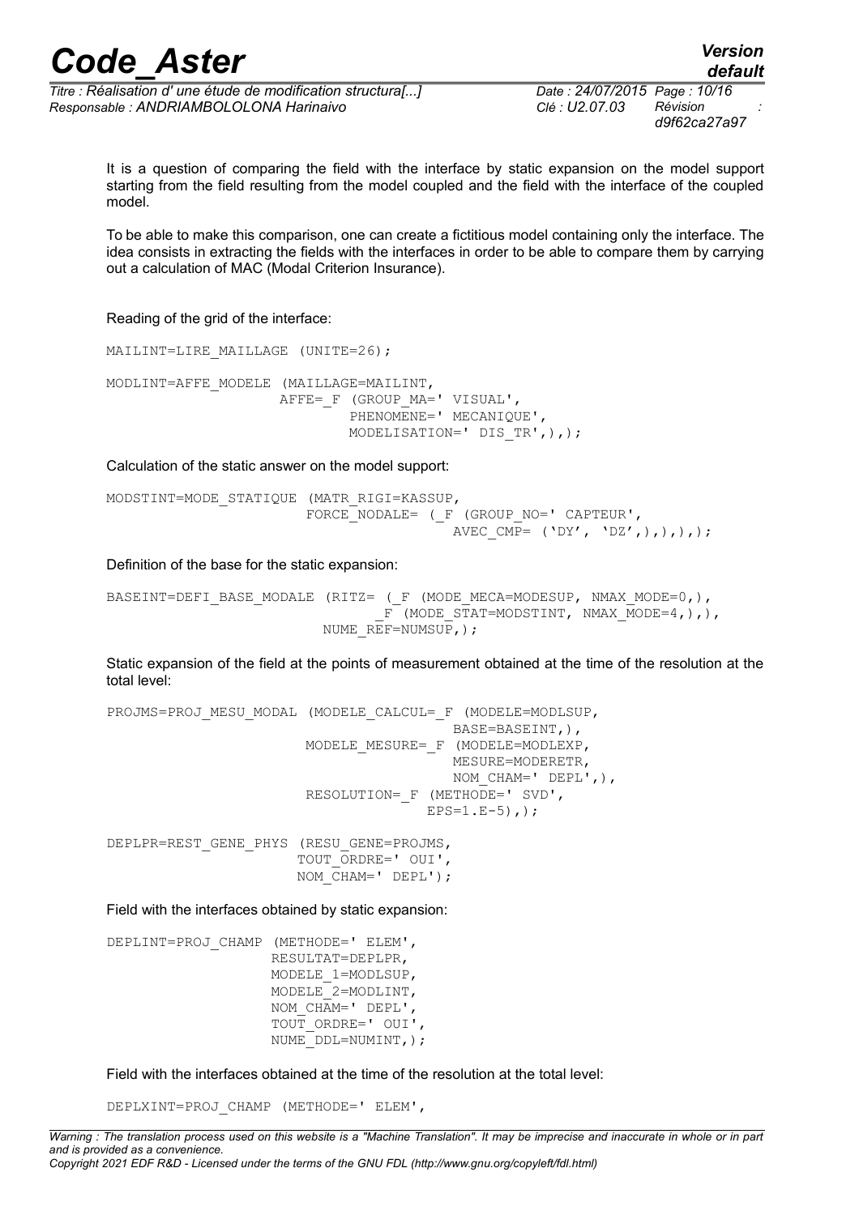It is a question of comparing the field with the interface by static expansion on the model support starting from the field resulting from the model coupled and the field with the interface of the coupled model.

To be able to make this comparison, one can create a fictitious model containing only the interface. The idea consists in extracting the fields with the interfaces in order to be able to compare them by carrying out a calculation of MAC (Modal Criterion Insurance).

Reading of the grid of the interface:

```
MAILINT=LIRE_MAILLAGE (UNITE=26);

MODLINT=AFFE_MODELE (MAILLAGE=MAILINT,
                    AFFE=_F (GROUP_MA=' VISUAL',
                             PHENOMENE=' MECANIQUE',
                             MODELISATION=' DIS_TR',),);
```

Calculation of the static answer on the model support:

```
MODSTINT=MODE_STATIQUE (MATR_RIGI=KASSUP,
                        FORCE_NODALE= (_F (GROUP_NO=' CAPTEUR',
                                           AVEC_CMP= ('DY', 'DZ',),),),);
```

Definition of the base for the static expansion:

```
BASEINT=DEFI_BASE_MODALE (RITZ= (_F (MODE_MECA=MODESUP, NMAX_MODE=0,),
                                 _F (MODE_STAT=MODSTINT, NMAX_MODE=4,),),
                          NUME_REF=NUMSUP,);
```

Static expansion of the field at the points of measurement obtained at the time of the resolution at the total level:

```
PROJMS=PROJ_MESU_MODAL (MODELE_CALCUL=_F (MODELE=MODLSUP,
                                          BASE=BASEINT,),
                        MODELE_MESURE=_F (MODELE=MODLEXP,
                                          MESURE=MODERETR,
                                          NOM_CHAM=' DEPL',),
                        RESOLUTION=_F (METHODE=' SVD',
                                       EPS=1.E-5),);

DEPLPR=REST_GENE_PHYS (RESU_GENE=PROJMS,
                       TOUT_ORDRE=' OUI',
                       NOM_CHAM=' DEPL');
```

Field with the interfaces obtained by static expansion:

```
DEPLINT=PROJ_CHAMP (METHODE=' ELEM',
                    RESULTAT=DEPLPR,
                    MODELE_1=MODLSUP,
                    MODELE_2=MODLINT,
                    NOM_CHAM=' DEPL',
                    TOUT_ORDRE=' OUI',
                    NUME_DDL=NUMINT,);
```

Field with the interfaces obtained at the time of the resolution at the total level:

```
DEPLXINT=PROJ_CHAMP (METHODE=' ELEM',
```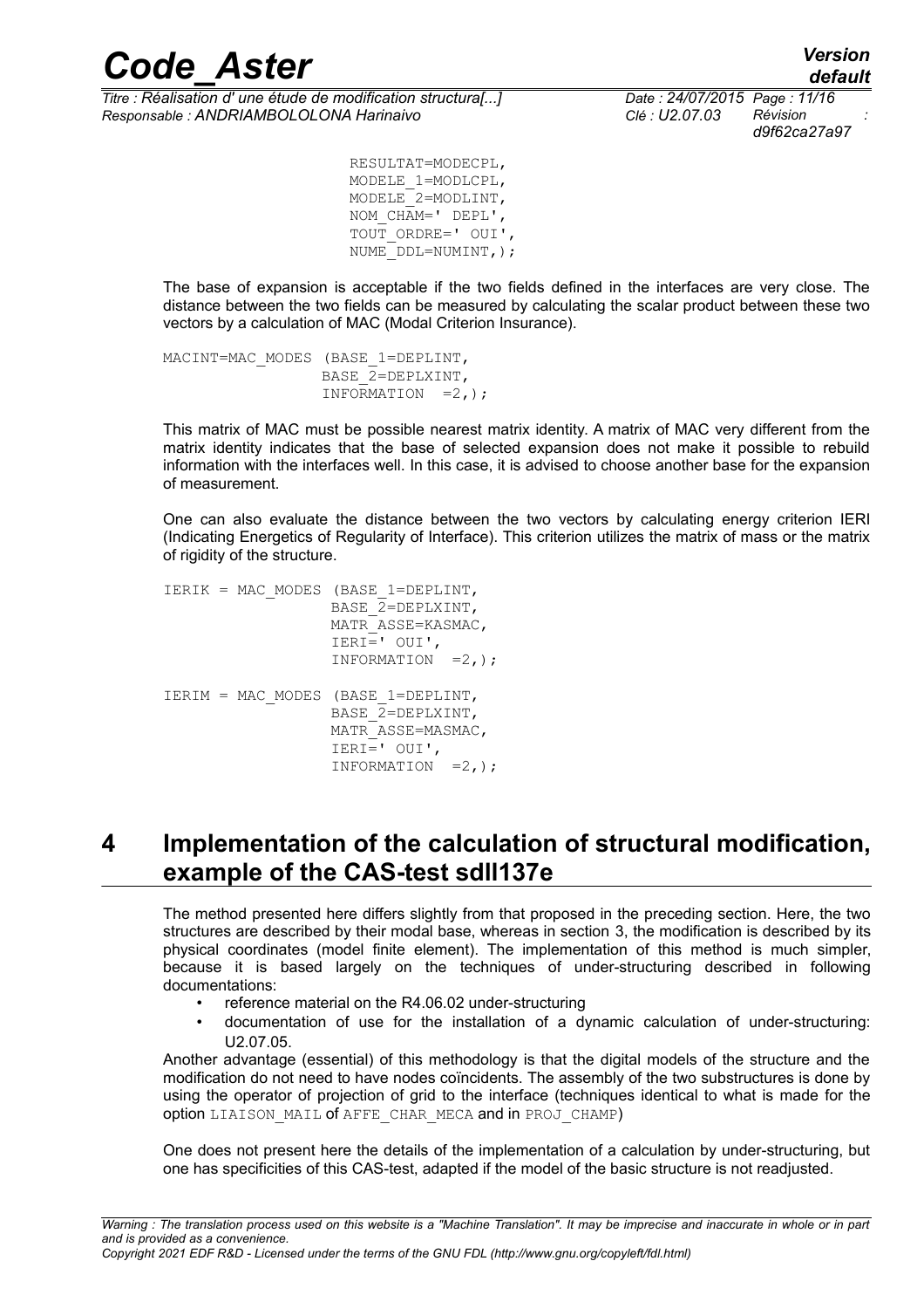```
                    RESULTAT=MODECPL,
                    MODELE_1=MODLCPL,
                    MODELE_2=MODLINT,
                    NOM_CHAM=' DEPL',
                    TOUT_ORDRE=' OUI',
                    NUME_DDL=NUMINT,);
```

The base of expansion is acceptable if the two fields defined in the interfaces are very close. The distance between the two fields can be measured by calculating the scalar product between these two vectors by a calculation of MAC (Modal Criterion Insurance).

```
MACINT=MAC_MODES (BASE_1=DEPLINT,
                  BASE_2=DEPLXINT,
                  INFORMATION  =2,);
```

This matrix of MAC must be possible nearest matrix identity. A matrix of MAC very different from the matrix identity indicates that the base of selected expansion does not make it possible to rebuild information with the interfaces well. In this case, it is advised to choose another base for the expansion of measurement.

One can also evaluate the distance between the two vectors by calculating energy criterion IERI (Indicating Energetics of Regularity of Interface). This criterion utilizes the matrix of mass or the matrix of rigidity of the structure.

```
IERIK = MAC_MODES (BASE_1=DEPLINT,
                   BASE_2=DEPLXINT,
                   MATR_ASSE=KASMAC,
                   IERI=' OUI',
                   INFORMATION  =2,);

IERIM = MAC_MODES (BASE_1=DEPLINT,
                   BASE_2=DEPLXINT,
                   MATR_ASSE=MASMAC,
                   IERI=' OUI',
                   INFORMATION  =2,);
```

# 4 Implementation of the calculation of structural modification, example of the CAS-test sdll137e

The method presented here differs slightly from that proposed in the preceding section. Here, the two structures are described by their modal base, whereas in section 3, the modification is described by its physical coordinates (model finite element). The implementation of this method is much simpler, because it is based largely on the techniques of under-structuring described in following documentations:

- reference material on the R4.06.02 under-structuring
- documentation of use for the installation of a dynamic calculation of under-structuring: U2.07.05.

Another advantage (essential) of this methodology is that the digital models of the structure and the modification do not need to have nodes coïncidents. The assembly of the two substructures is done by using the operator of projection of grid to the interface (techniques identical to what is made for the option LIAISON_MAIL of AFFE_CHAR_MECA and in PROJ_CHAMP)

One does not present here the details of the implementation of a calculation by under-structuring, but one has specificities of this CAS-test, adapted if the model of the basic structure is not readjusted.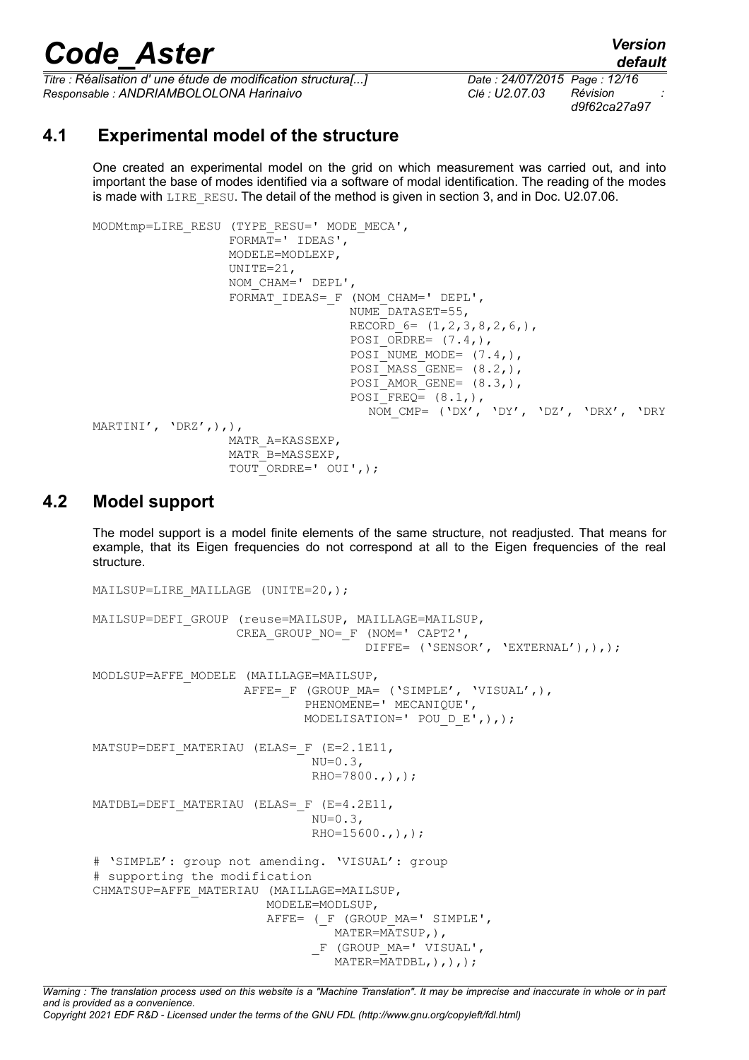## 4.1 Experimental model of the structure

One created an experimental model on the grid on which measurement was carried out, and into important the base of modes identified via a software of modal identification. The reading of the modes is made with LIRE_RESU. The detail of the method is given in section 3, and in Doc. U2.07.06.

```
MODMtmp=LIRE_RESU (TYPE_RESU=' MODE_MECA',
                   FORMAT=' IDEAS',
                   MODELE=MODLEXP,
                   UNITE=21,
                   NOM_CHAM=' DEPL',
                   FORMAT_IDEAS=_F (NOM_CHAM=' DEPL',
                                    NUME_DATASET=55,
                                    RECORD_6= (1,2,3,8,2,6,),
                                    POSI_ORDRE= (7.4,),
                                    POSI_NUME_MODE= (7.4,),
                                    POSI_MASS_GENE= (8.2,),
                                    POSI_AMOR_GENE= (8.3,),
                                    POSI_FREQ= (8.1,),
                                       NOM_CMP= ('DX', 'DY', 'DZ', 'DRX', 'DRY
MARTINI', 'DRZ',),),
                   MATR_A=KASSEXP,
                   MATR_B=MASSEXP,
                   TOUT_ORDRE=' OUI',);
```

## 4.2 Model support

The model support is a model finite elements of the same structure, not readjusted. That means for example, that its Eigen frequencies do not correspond at all to the Eigen frequencies of the real structure.

```
MAILSUP=LIRE_MAILLAGE (UNITE=20,);

MAILSUP=DEFI_GROUP (reuse=MAILSUP, MAILLAGE=MAILSUP,
                   CREA_GROUP_NO=_F (NOM=' CAPT2',
                                     DIFFE= ('SENSOR', 'EXTERNAL'),),);

MODLSUP=AFFE_MODELE (MAILLAGE=MAILSUP,
                     AFFE=_F (GROUP_MA= ('SIMPLE', 'VISUAL',),
                              PHENOMENE=' MECANIQUE',
                              MODELISATION=' POU_D_E',),);

MATSUP=DEFI_MATERIAU (ELAS=_F (E=2.1E11,
                               NU=0.3,
                               RHO=7800.,),);

MATDBL=DEFI_MATERIAU (ELAS=_F (E=4.2E11,
                               NU=0.3,
                               RHO=15600.,),);

# 'SIMPLE': group not amending. 'VISUAL': group
# supporting the modification
CHMATSUP=AFFE_MATERIAU (MAILLAGE=MAILSUP,
                        MODELE=MODLSUP,
                        AFFE= (_F (GROUP_MA=' SIMPLE',
                                   MATER=MATSUP,),
                               _F (GROUP_MA=' VISUAL',
                                   MATER=MATDBL,),),);
```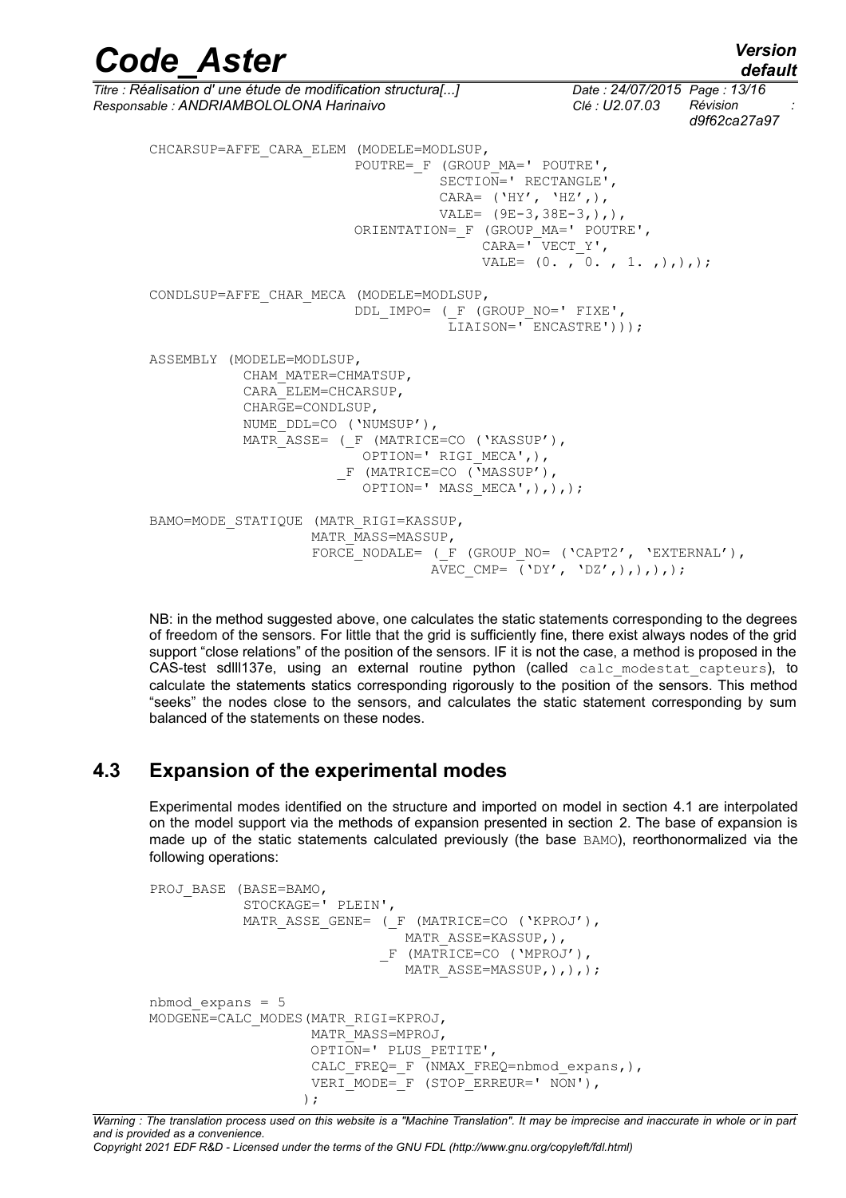```
CHCARSUP=AFFE_CARA_ELEM (MODELE=MODLSUP,
                         POUTRE=_F (GROUP_MA=' POUTRE',
                                    SECTION=' RECTANGLE',
                                    CARA= ('HY', 'HZ',),
                                    VALE= (9E-3,38E-3,),),
                         ORIENTATION=_F (GROUP_MA=' POUTRE',
                                         CARA=' VECT_Y',
                                         VALE= (0. , 0. , 1. ,),),);

CONDLSUP=AFFE_CHAR_MECA (MODELE=MODLSUP,
                         DDL_IMPO= (_F (GROUP_NO=' FIXE',
                                        LIAISON=' ENCASTRE')));

ASSEMBLY (MODELE=MODLSUP,
          CHAM_MATER=CHMATSUP,
          CARA_ELEM=CHCARSUP,
          CHARGE=CONDLSUP,
          NUME_DDL=CO ('NUMSUP'),
          MATR_ASSE= (_F (MATRICE=CO ('KASSUP'),
                          OPTION=' RIGI_MECA',),
                      _F (MATRICE=CO ('MASSUP'),
                          OPTION=' MASS_MECA',),),);

BAMO=MODE_STATIQUE (MATR_RIGI=KASSUP,
                    MATR_MASS=MASSUP,
                    FORCE_NODALE= (_F (GROUP_NO= ('CAPT2', 'EXTERNAL'),
                                       AVEC_CMP= ('DY', 'DZ',),),),);
```

NB: in the method suggested above, one calculates the static statements corresponding to the degrees of freedom of the sensors. For little that the grid is sufficiently fine, there exist always nodes of the grid support "close relations" of the position of the sensors. IF it is not the case, a method is proposed in the CAS-test sdlll137e, using an external routine python (called `calc_modestat_capteurs`), to calculate the statements statics corresponding rigorously to the position of the sensors. This method "seeks" the nodes close to the sensors, and calculates the static statement corresponding by sum balanced of the statements on these nodes.

## 4.3 Expansion of the experimental modes

Experimental modes identified on the structure and imported on model in section 4.1 are interpolated on the model support via the methods of expansion presented in section 2. The base of expansion is made up of the static statements calculated previously (the base BAMO), reorthonormalized via the following operations:

```
PROJ_BASE (BASE=BAMO,
           STOCKAGE=' PLEIN',
           MATR_ASSE_GENE= (_F (MATRICE=CO ('KPROJ'),
                                MATR_ASSE=KASSUP,),
                            _F (MATRICE=CO ('MPROJ'),
                                MATR_ASSE=MASSUP,),),);

nbmod_expans = 5
MODGENE=CALC_MODES(MATR_RIGI=KPROJ,
                   MATR_MASS=MPROJ,
                   OPTION=' PLUS_PETITE',
                   CALC_FREQ=_F (NMAX_FREQ=nbmod_expans,),
                   VERI_MODE=_F (STOP_ERREUR=' NON'),
                  );
```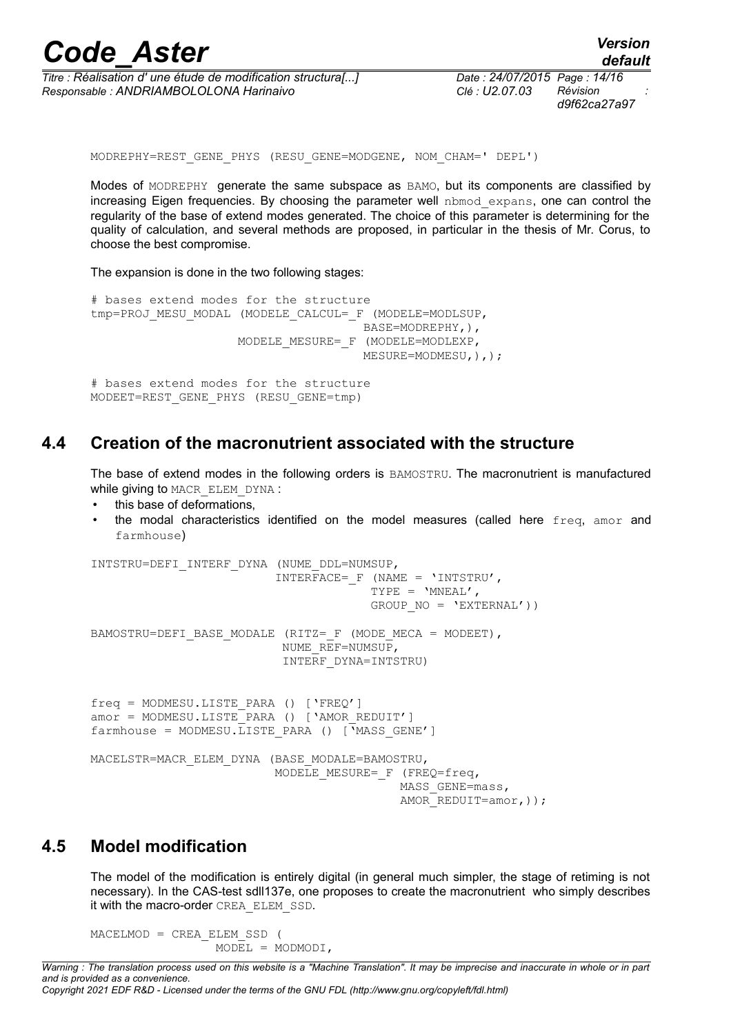```
MODREPHY=REST_GENE_PHYS (RESU_GENE=MODGENE, NOM_CHAM=' DEPL')
```

Modes of MODREPHY generate the same subspace as BAMO, but its components are classified by increasing Eigen frequencies. By choosing the parameter well nbmod_expans, one can control the regularity of the base of extend modes generated. The choice of this parameter is determining for the quality of calculation, and several methods are proposed, in particular in the thesis of Mr. Corus, to choose the best compromise.

The expansion is done in the two following stages:

```
# bases extend modes for the structure
tmp=PROJ_MESU_MODAL (MODELE_CALCUL=_F (MODELE=MODLSUP,
                                        BASE=MODREPHY,),
                     MODELE_MESURE=_F (MODELE=MODLEXP,
                                        MESURE=MODMESU,),);

# bases extend modes for the structure
MODEET=REST_GENE_PHYS (RESU_GENE=tmp)
```

## 4.4 Creation of the macronutrient associated with the structure

The base of extend modes in the following orders is BAMOSTRU. The macronutrient is manufactured while giving to MACR_ELEM_DYNA :

- this base of deformations,
- the modal characteristics identified on the model measures (called here freq, amor and farmhouse)

```
INTSTRU=DEFI_INTERF_DYNA (NUME_DDL=NUMSUP,
                          INTERFACE=_F (NAME = 'INTSTRU',
                                        TYPE = 'MNEAL',
                                        GROUP_NO = 'EXTERNAL'))

BAMOSTRU=DEFI_BASE_MODALE (RITZ=_F (MODE_MECA = MODEET),
                           NUME_REF=NUMSUP,
                           INTERF_DYNA=INTSTRU)


freq = MODMESU.LISTE_PARA () ['FREQ']
amor = MODMESU.LISTE_PARA () ['AMOR_REDUIT']
farmhouse = MODMESU.LISTE_PARA () ['MASS_GENE']

MACELSTR=MACR_ELEM_DYNA (BASE_MODALE=BAMOSTRU,
                         MODELE_MESURE=_F (FREQ=freq,
                                           MASS_GENE=mass,
                                           AMOR_REDUIT=amor,));
```

## 4.5 Model modification

The model of the modification is entirely digital (in general much simpler, the stage of retiming is not necessary). In the CAS-test sdll137e, one proposes to create the macronutrient who simply describes it with the macro-order CREA_ELEM_SSD.

```
MACELMOD = CREA_ELEM_SSD (
                MODEL = MODMODI,
```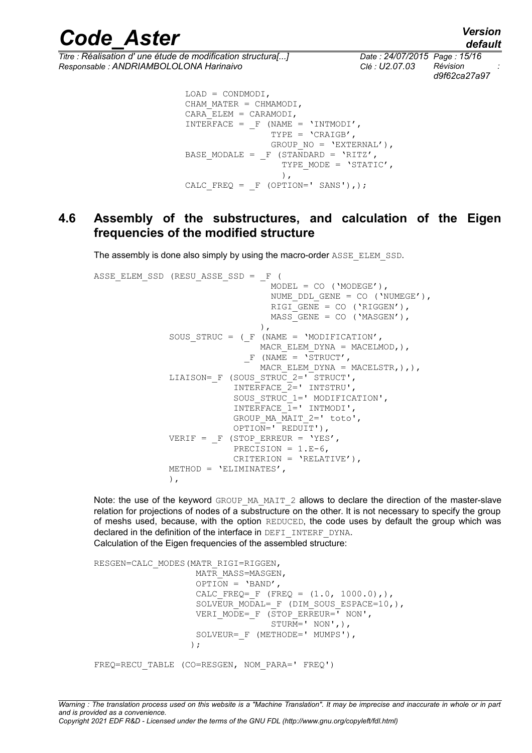```
                LOAD = CONDMODI,
                CHAM_MATER = CHMAMODI,
                CARA_ELEM = CARAMODI,
                INTERFACE = _F (NAME = 'INTMODI',
                                TYPE = 'CRAIGB',
                                GROUP_NO = 'EXTERNAL'),
                BASE_MODALE = _F (STANDARD = 'RITZ',
                                  TYPE_MODE = 'STATIC',
                                  ),
                CALC_FREQ = _F (OPTION=' SANS'),);
```

## 4.6 Assembly of the substructures, and calculation of the Eigen frequencies of the modified structure

The assembly is done also simply by using the macro-order ASSE_ELEM_SSD.

```
ASSE_ELEM_SSD (RESU_ASSE_SSD = _F (
                              MODEL = CO ('MODEGE'),
                              NUME_DDL_GENE = CO ('NUMEGE'),
                              RIGI_GENE = CO ('RIGGEN'),
                              MASS_GENE = CO ('MASGEN'),
                              ),
               SOUS_STRUC = (_F (NAME = 'MODIFICATION',
                                 MACR_ELEM_DYNA = MACELMOD,),
                             _F (NAME = 'STRUCT',
                                 MACR_ELEM_DYNA = MACELSTR,),),
               LIAISON=_F (SOUS_STRUC_2=' STRUCT',
                           INTERFACE_2=' INTSTRU',
                           SOUS_STRUC_1=' MODIFICATION',
                           INTERFACE_1=' INTMODI',
                           GROUP_MA_MAIT_2=' toto',
                           OPTION=' REDUIT'),
               VERIF = _F (STOP_ERREUR = 'YES',
                           PRECISION = 1.E-6,
                           CRITERION = 'RELATIVE'),
               METHOD = 'ELIMINATES',
               ),
```

Note: the use of the keyword GROUP_MA_MAIT_2 allows to declare the direction of the master-slave relation for projections of nodes of a substructure on the other. It is not necessary to specify the group of meshs used, because, with the option REDUCED, the code uses by default the group which was declared in the definition of the interface in DEFI_INTERF_DYNA.
Calculation of the Eigen frequencies of the assembled structure:

```
RESGEN=CALC_MODES(MATR_RIGI=RIGGEN,
                  MATR_MASS=MASGEN,
                  OPTION = 'BAND',
                  CALC_FREQ=_F (FREQ = (1.0, 1000.0),),
                  SOLVEUR_MODAL=_F (DIM_SOUS_ESPACE=10,),
                  VERI_MODE=_F (STOP_ERREUR=' NON',
                                STURM=' NON',),
                  SOLVEUR=_F (METHODE=' MUMPS'),
                 );

FREQ=RECU_TABLE (CO=RESGEN, NOM_PARA=' FREQ')
```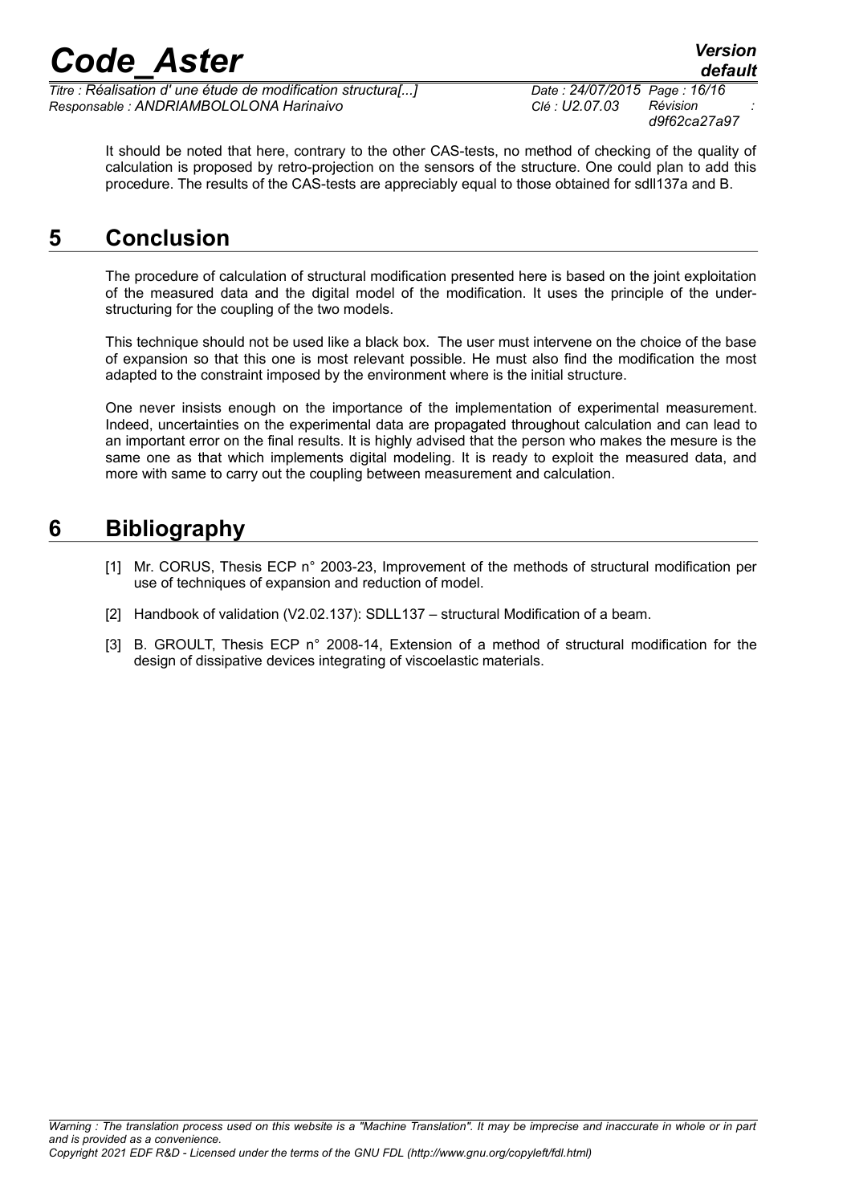It should be noted that here, contrary to the other CAS-tests, no method of checking of the quality of calculation is proposed by retro-projection on the sensors of the structure. One could plan to add this procedure. The results of the CAS-tests are appreciably equal to those obtained for sdll137a and B.

# 5 Conclusion

The procedure of calculation of structural modification presented here is based on the joint exploitation of the measured data and the digital model of the modification. It uses the principle of the under-structuring for the coupling of the two models.

This technique should not be used like a black box. The user must intervene on the choice of the base of expansion so that this one is most relevant possible. He must also find the modification the most adapted to the constraint imposed by the environment where is the initial structure.

One never insists enough on the importance of the implementation of experimental measurement. Indeed, uncertainties on the experimental data are propagated throughout calculation and can lead to an important error on the final results. It is highly advised that the person who makes the mesure is the same one as that which implements digital modeling. It is ready to exploit the measured data, and more with same to carry out the coupling between measurement and calculation.

# 6 Bibliography

[1] Mr. CORUS, Thesis ECP n° 2003-23, Improvement of the methods of structural modification per use of techniques of expansion and reduction of model.

[2] Handbook of validation (V2.02.137): SDLL137 – structural Modification of a beam.

[3] B. GROULT, Thesis ECP n° 2008-14, Extension of a method of structural modification for the design of dissipative devices integrating of viscoelastic materials.